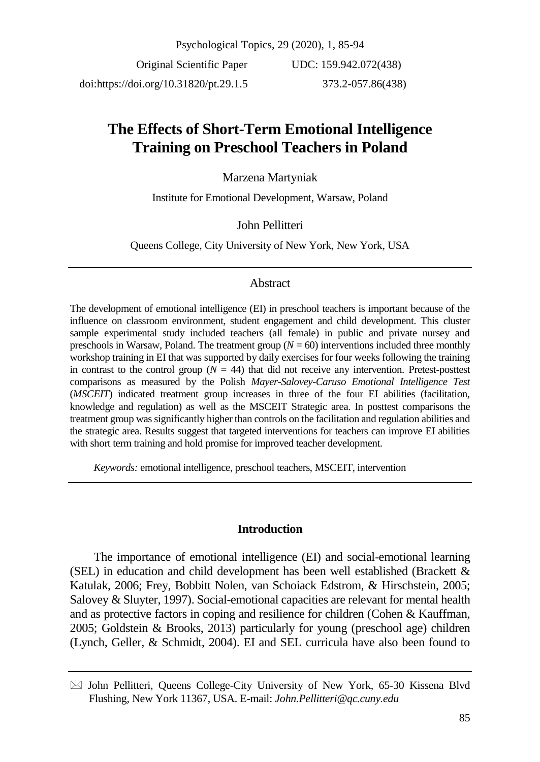Original Scientific Paper UDC: 159.942.072(438)

doi:https://doi.org/10.31820/pt.29.1.5 373.2-057.86(438)

# The Effects of Short-Term Emotional Intelligence Training on Preschool Teachers in Poland

Marzena Martyniak

Institute for Emotional Development, Warsaw, Poland

John Pellitteri

Queens College, City University of New York, New York, USA

## Abstract

The development of emotional intelligence (EI) in preschool teachers is important because of the influence on classroom environment, student engagement and child development. This cluster sample experimental study included teachers (all female) in public and private nursey and preschools in Warsaw, Poland. The treatment group ($N = 60$) interventions included three monthly workshop training in EI that was supported by daily exercises for four weeks following the training in contrast to the control group ($N = 44$) that did not receive any intervention. Pretest-posttest comparisons as measured by the Polish *Mayer-Salovey-Caruso Emotional Intelligence Test* (*MSCEIT*) indicated treatment group increases in three of the four EI abilities (facilitation, knowledge and regulation) as well as the MSCEIT Strategic area. In posttest comparisons the treatment group was significantly higher than controls on the facilitation and regulation abilities and the strategic area. Results suggest that targeted interventions for teachers can improve EI abilities with short term training and hold promise for improved teacher development.

*Keywords:* emotional intelligence, preschool teachers, MSCEIT, intervention

## Introduction

The importance of emotional intelligence (EI) and social-emotional learning (SEL) in education and child development has been well established (Brackett & Katulak, 2006; Frey, Bobbitt Nolen, van Schoiack Edstrom, & Hirschstein, 2005; Salovey & Sluyter, 1997). Social-emotional capacities are relevant for mental health and as protective factors in coping and resilience for children (Cohen & Kauffman, 2005; Goldstein & Brooks, 2013) particularly for young (preschool age) children (Lynch, Geller, & Schmidt, 2004). EI and SEL curricula have also been found to

✉ John Pellitteri, Queens College-City University of New York, 65-30 Kissena Blvd Flushing, New York 11367, USA. E-mail: *John.Pellitteri@qc.cuny.edu*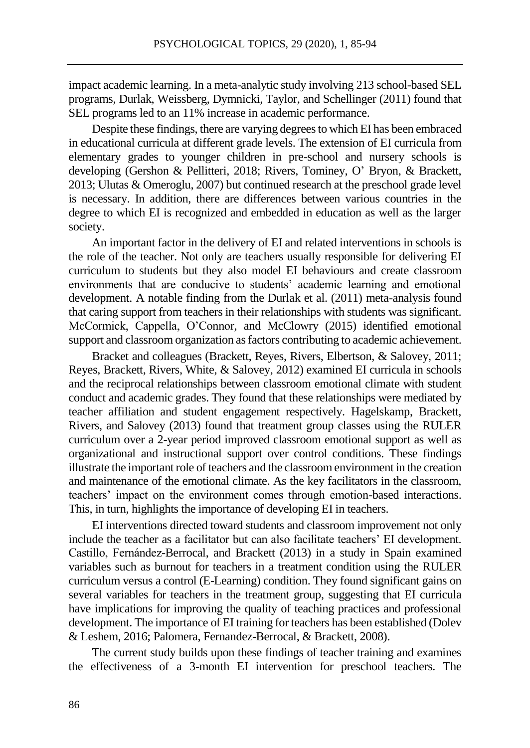impact academic learning. In a meta-analytic study involving 213 school-based SEL programs, Durlak, Weissberg, Dymnicki, Taylor, and Schellinger (2011) found that SEL programs led to an 11% increase in academic performance.

Despite these findings, there are varying degrees to which EI has been embraced in educational curricula at different grade levels. The extension of EI curricula from elementary grades to younger children in pre-school and nursery schools is developing (Gershon & Pellitteri, 2018; Rivers, Tominey, O' Bryon, & Brackett, 2013; Ulutas & Omeroglu, 2007) but continued research at the preschool grade level is necessary. In addition, there are differences between various countries in the degree to which EI is recognized and embedded in education as well as the larger society.

An important factor in the delivery of EI and related interventions in schools is the role of the teacher. Not only are teachers usually responsible for delivering EI curriculum to students but they also model EI behaviours and create classroom environments that are conducive to students' academic learning and emotional development. A notable finding from the Durlak et al. (2011) meta-analysis found that caring support from teachers in their relationships with students was significant. McCormick, Cappella, O'Connor, and McClowry (2015) identified emotional support and classroom organization as factors contributing to academic achievement.

Bracket and colleagues (Brackett, Reyes, Rivers, Elbertson, & Salovey, 2011; Reyes, Brackett, Rivers, White, & Salovey, 2012) examined EI curricula in schools and the reciprocal relationships between classroom emotional climate with student conduct and academic grades. They found that these relationships were mediated by teacher affiliation and student engagement respectively. Hagelskamp, Brackett, Rivers, and Salovey (2013) found that treatment group classes using the RULER curriculum over a 2-year period improved classroom emotional support as well as organizational and instructional support over control conditions. These findings illustrate the important role of teachers and the classroom environment in the creation and maintenance of the emotional climate. As the key facilitators in the classroom, teachers' impact on the environment comes through emotion-based interactions. This, in turn, highlights the importance of developing EI in teachers.

EI interventions directed toward students and classroom improvement not only include the teacher as a facilitator but can also facilitate teachers' EI development. Castillo, Fernández-Berrocal, and Brackett (2013) in a study in Spain examined variables such as burnout for teachers in a treatment condition using the RULER curriculum versus a control (E-Learning) condition. They found significant gains on several variables for teachers in the treatment group, suggesting that EI curricula have implications for improving the quality of teaching practices and professional development. The importance of EI training for teachers has been established (Dolev & Leshem, 2016; Palomera, Fernandez-Berrocal, & Brackett, 2008).

The current study builds upon these findings of teacher training and examines the effectiveness of a 3-month EI intervention for preschool teachers. The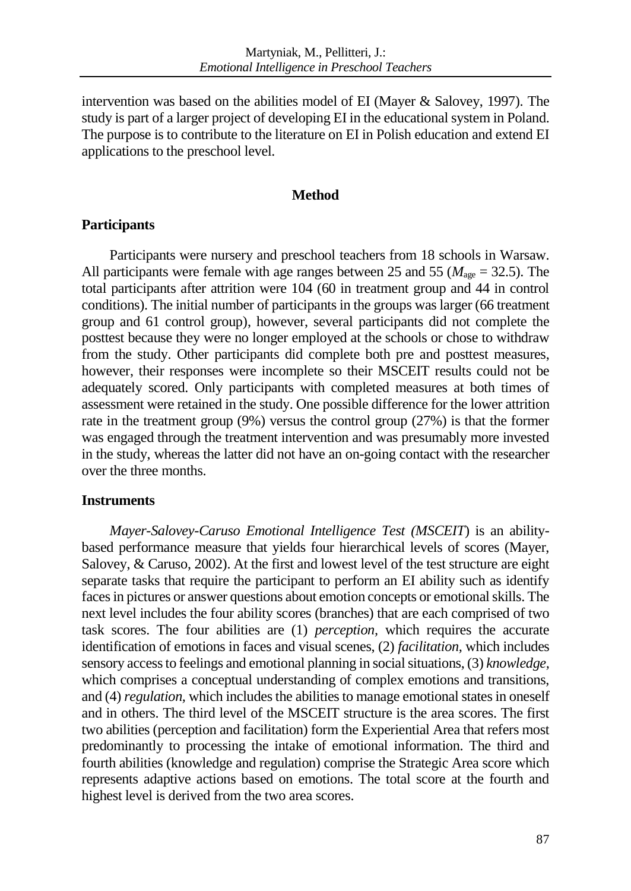intervention was based on the abilities model of EI (Mayer & Salovey, 1997). The study is part of a larger project of developing EI in the educational system in Poland. The purpose is to contribute to the literature on EI in Polish education and extend EI applications to the preschool level.

## Method

### Participants

Participants were nursery and preschool teachers from 18 schools in Warsaw. All participants were female with age ranges between 25 and 55 ($M_{age}$ = 32.5). The total participants after attrition were 104 (60 in treatment group and 44 in control conditions). The initial number of participants in the groups was larger (66 treatment group and 61 control group), however, several participants did not complete the posttest because they were no longer employed at the schools or chose to withdraw from the study. Other participants did complete both pre and posttest measures, however, their responses were incomplete so their MSCEIT results could not be adequately scored. Only participants with completed measures at both times of assessment were retained in the study. One possible difference for the lower attrition rate in the treatment group (9%) versus the control group (27%) is that the former was engaged through the treatment intervention and was presumably more invested in the study, whereas the latter did not have an on-going contact with the researcher over the three months.

### Instruments

*Mayer-Salovey-Caruso Emotional Intelligence Test (MSCEIT*) is an ability-based performance measure that yields four hierarchical levels of scores (Mayer, Salovey, & Caruso, 2002). At the first and lowest level of the test structure are eight separate tasks that require the participant to perform an EI ability such as identify faces in pictures or answer questions about emotion concepts or emotional skills. The next level includes the four ability scores (branches) that are each comprised of two task scores. The four abilities are (1) *perception*, which requires the accurate identification of emotions in faces and visual scenes, (2) *facilitation*, which includes sensory access to feelings and emotional planning in social situations, (3) *knowledge*, which comprises a conceptual understanding of complex emotions and transitions, and (4) *regulation*, which includes the abilities to manage emotional states in oneself and in others. The third level of the MSCEIT structure is the area scores. The first two abilities (perception and facilitation) form the Experiential Area that refers most predominantly to processing the intake of emotional information. The third and fourth abilities (knowledge and regulation) comprise the Strategic Area score which represents adaptive actions based on emotions. The total score at the fourth and highest level is derived from the two area scores.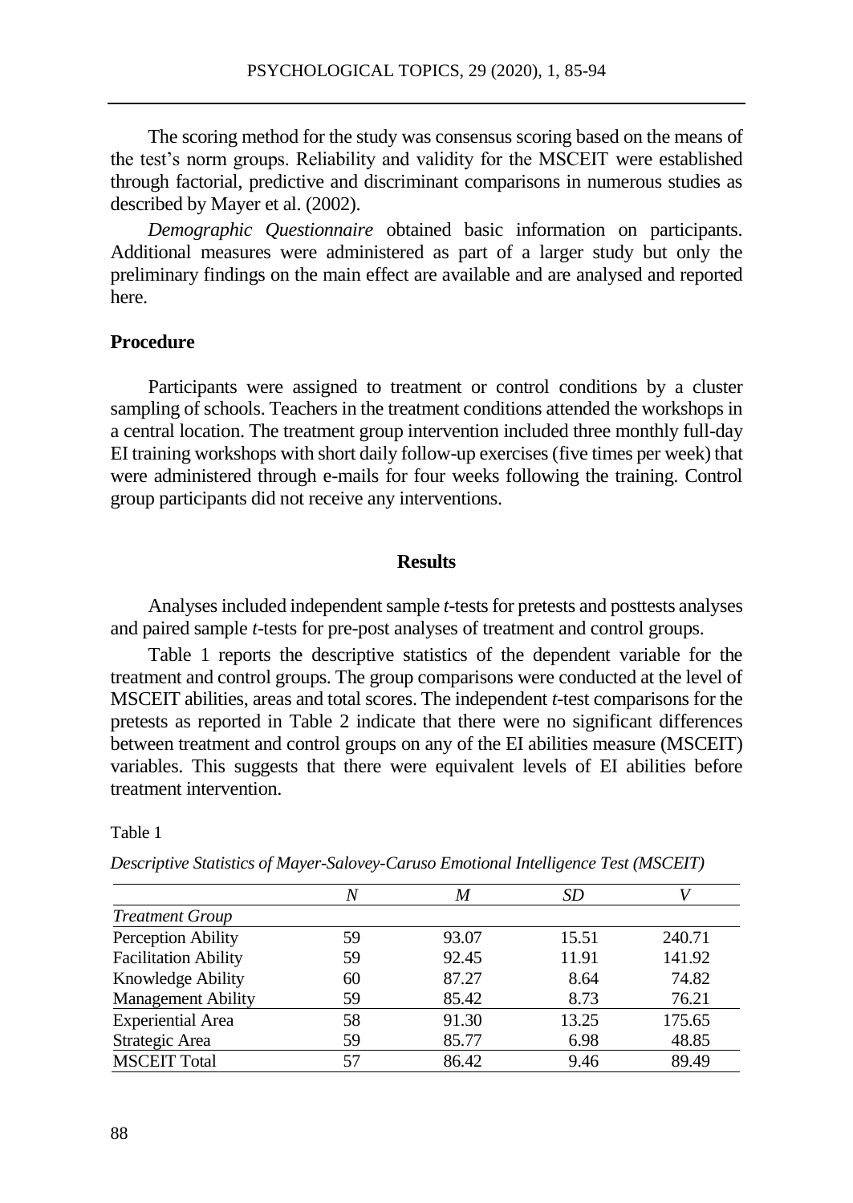The scoring method for the study was consensus scoring based on the means of the test's norm groups. Reliability and validity for the MSCEIT were established through factorial, predictive and discriminant comparisons in numerous studies as described by Mayer et al. (2002).

*Demographic Questionnaire* obtained basic information on participants. Additional measures were administered as part of a larger study but only the preliminary findings on the main effect are available and are analysed and reported here.

### Procedure

Participants were assigned to treatment or control conditions by a cluster sampling of schools. Teachers in the treatment conditions attended the workshops in a central location. The treatment group intervention included three monthly full-day EI training workshops with short daily follow-up exercises (five times per week) that were administered through e-mails for four weeks following the training. Control group participants did not receive any interventions.

## Results

Analyses included independent sample *t*-tests for pretests and posttests analyses and paired sample *t*-tests for pre-post analyses of treatment and control groups.

Table 1 reports the descriptive statistics of the dependent variable for the treatment and control groups. The group comparisons were conducted at the level of MSCEIT abilities, areas and total scores. The independent *t*-test comparisons for the pretests as reported in Table 2 indicate that there were no significant differences between treatment and control groups on any of the EI abilities measure (MSCEIT) variables. This suggests that there were equivalent levels of EI abilities before treatment intervention.

Table 1

*Descriptive Statistics of Mayer-Salovey-Caruso Emotional Intelligence Test (MSCEIT)*

| | *N* | *M* | *SD* | *V* |
|---|---|---|---|---|
| *Treatment Group* | | | | |
| Perception Ability | 59 | 93.07 | 15.51 | 240.71 |
| Facilitation Ability | 59 | 92.45 | 11.91 | 141.92 |
| Knowledge Ability | 60 | 87.27 | 8.64 | 74.82 |
| Management Ability | 59 | 85.42 | 8.73 | 76.21 |
| Experiential Area | 58 | 91.30 | 13.25 | 175.65 |
| Strategic Area | 59 | 85.77 | 6.98 | 48.85 |
| MSCEIT Total | 57 | 86.42 | 9.46 | 89.49 |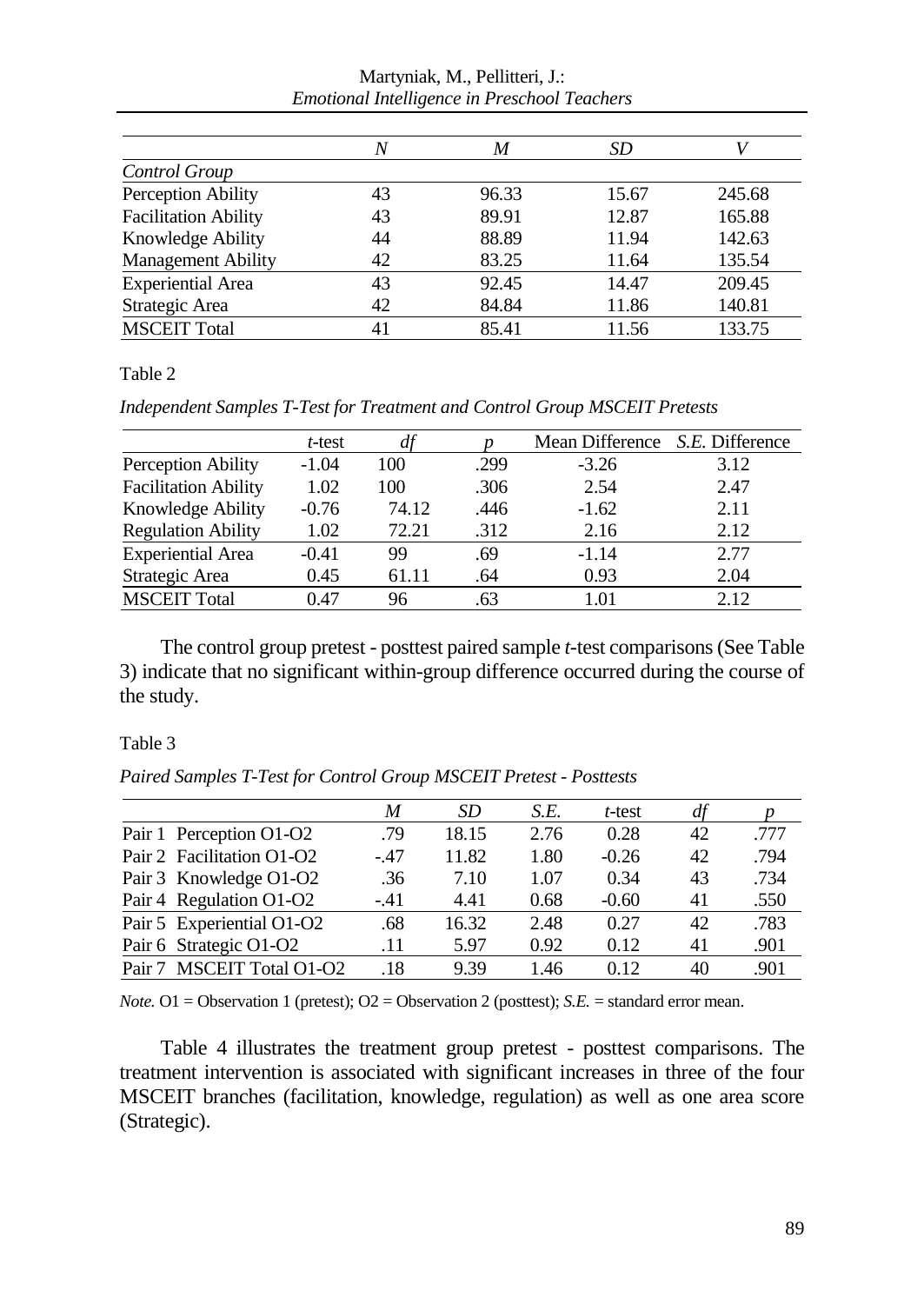|  | *N* | *M* | *SD* | *V* |
|---|---|---|---|---|
| *Control Group* |  |  |  |  |
| Perception Ability | 43 | 96.33 | 15.67 | 245.68 |
| Facilitation Ability | 43 | 89.91 | 12.87 | 165.88 |
| Knowledge Ability | 44 | 88.89 | 11.94 | 142.63 |
| Management Ability | 42 | 83.25 | 11.64 | 135.54 |
| Experiential Area | 43 | 92.45 | 14.47 | 209.45 |
| Strategic Area | 42 | 84.84 | 11.86 | 140.81 |
| MSCEIT Total | 41 | 85.41 | 11.56 | 133.75 |

Table 2

*Independent Samples T-Test for Treatment and Control Group MSCEIT Pretests*

|  | *t*-test | *df* | *p* | Mean Difference | *S.E.* Difference |
|---|---|---|---|---|---|
| Perception Ability | -1.04 | 100 | .299 | -3.26 | 3.12 |
| Facilitation Ability | 1.02 | 100 | .306 | 2.54 | 2.47 |
| Knowledge Ability | -0.76 | 74.12 | .446 | -1.62 | 2.11 |
| Regulation Ability | 1.02 | 72.21 | .312 | 2.16 | 2.12 |
| Experiential Area | -0.41 | 99 | .69 | -1.14 | 2.77 |
| Strategic Area | 0.45 | 61.11 | .64 | 0.93 | 2.04 |
| MSCEIT Total | 0.47 | 96 | .63 | 1.01 | 2.12 |

The control group pretest - posttest paired sample *t*-test comparisons (See Table 3) indicate that no significant within-group difference occurred during the course of the study.

Table 3

*Paired Samples T-Test for Control Group MSCEIT Pretest - Posttests*

|  | *M* | *SD* | *S.E.* | *t*-test | *df* | *p* |
|---|---|---|---|---|---|---|
| Pair 1 Perception O1-O2 | .79 | 18.15 | 2.76 | 0.28 | 42 | .777 |
| Pair 2 Facilitation O1-O2 | -.47 | 11.82 | 1.80 | -0.26 | 42 | .794 |
| Pair 3 Knowledge O1-O2 | .36 | 7.10 | 1.07 | 0.34 | 43 | .734 |
| Pair 4 Regulation O1-O2 | -.41 | 4.41 | 0.68 | -0.60 | 41 | .550 |
| Pair 5 Experiential O1-O2 | .68 | 16.32 | 2.48 | 0.27 | 42 | .783 |
| Pair 6 Strategic O1-O2 | .11 | 5.97 | 0.92 | 0.12 | 41 | .901 |
| Pair 7 MSCEIT Total O1-O2 | .18 | 9.39 | 1.46 | 0.12 | 40 | .901 |

*Note.* O1 = Observation 1 (pretest); O2 = Observation 2 (posttest); *S.E.* = standard error mean.

Table 4 illustrates the treatment group pretest - posttest comparisons. The treatment intervention is associated with significant increases in three of the four MSCEIT branches (facilitation, knowledge, regulation) as well as one area score (Strategic).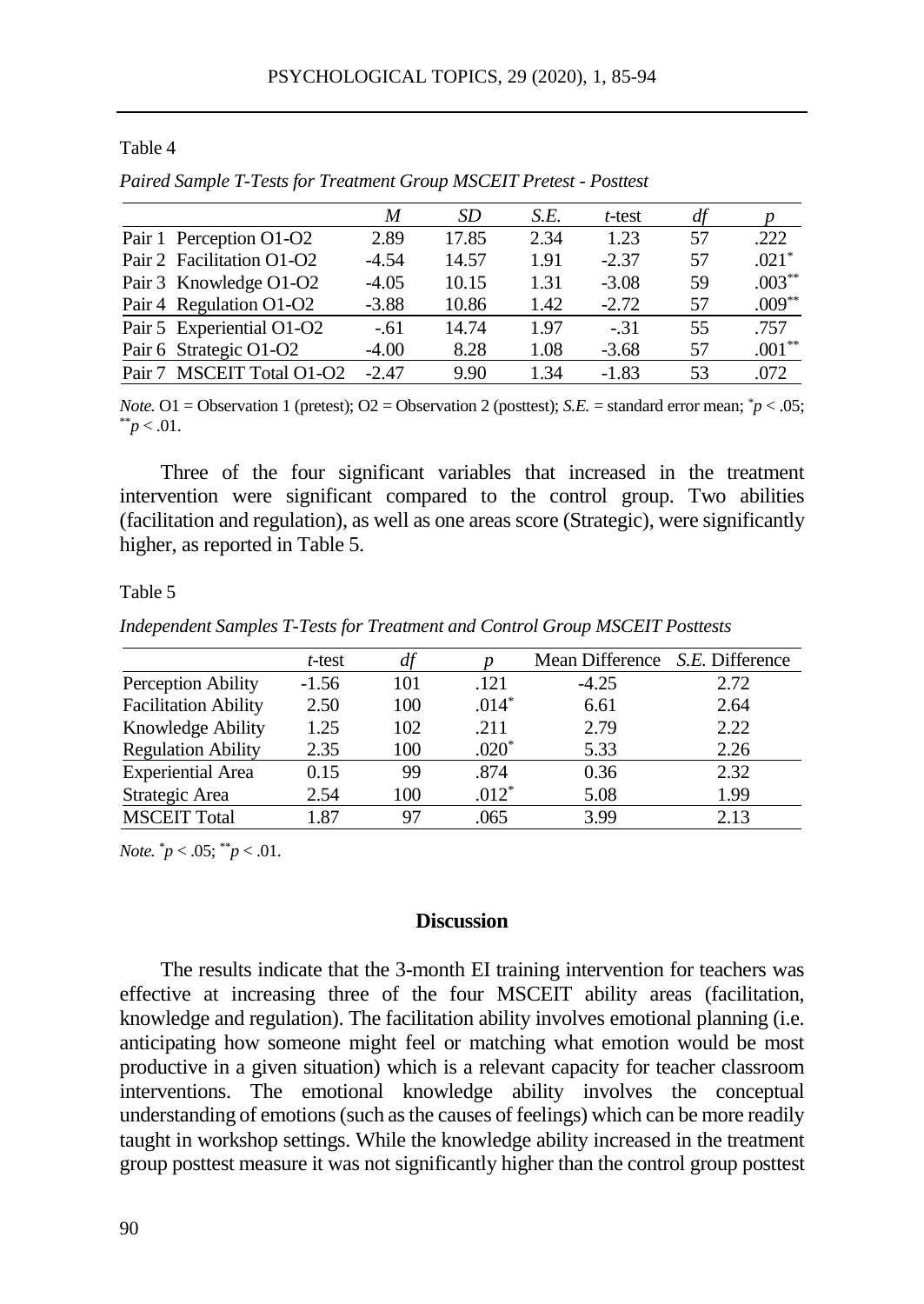Table 4

*Paired Sample T-Tests for Treatment Group MSCEIT Pretest - Posttest*

| | *M* | *SD* | *S.E.* | *t*-test | *df* | *p* |
|---|---|---|---|---|---|---|
| Pair 1 Perception O1-O2 | 2.89 | 17.85 | 2.34 | 1.23 | 57 | .222 |
| Pair 2 Facilitation O1-O2 | -4.54 | 14.57 | 1.91 | -2.37 | 57 | .021* |
| Pair 3 Knowledge O1-O2 | -4.05 | 10.15 | 1.31 | -3.08 | 59 | .003** |
| Pair 4 Regulation O1-O2 | -3.88 | 10.86 | 1.42 | -2.72 | 57 | .009** |
| Pair 5 Experiential O1-O2 | -.61 | 14.74 | 1.97 | -.31 | 55 | .757 |
| Pair 6 Strategic O1-O2 | -4.00 | 8.28 | 1.08 | -3.68 | 57 | .001** |
| Pair 7 MSCEIT Total O1-O2 | -2.47 | 9.90 | 1.34 | -1.83 | 53 | .072 |

*Note.* O1 = Observation 1 (pretest); O2 = Observation 2 (posttest); *S.E.* = standard error mean; *$p < .05$; **$p < .01$.

Three of the four significant variables that increased in the treatment intervention were significant compared to the control group. Two abilities (facilitation and regulation), as well as one areas score (Strategic), were significantly higher, as reported in Table 5.

Table 5

*Independent Samples T-Tests for Treatment and Control Group MSCEIT Posttests*

| | *t*-test | *df* | *p* | Mean Difference | *S.E.* Difference |
|---|---|---|---|---|---|
| Perception Ability | -1.56 | 101 | .121 | -4.25 | 2.72 |
| Facilitation Ability | 2.50 | 100 | .014* | 6.61 | 2.64 |
| Knowledge Ability | 1.25 | 102 | .211 | 2.79 | 2.22 |
| Regulation Ability | 2.35 | 100 | .020* | 5.33 | 2.26 |
| Experiential Area | 0.15 | 99 | .874 | 0.36 | 2.32 |
| Strategic Area | 2.54 | 100 | .012* | 5.08 | 1.99 |
| MSCEIT Total | 1.87 | 97 | .065 | 3.99 | 2.13 |

*Note.* *$p < .05$; **$p < .01$.

## Discussion

The results indicate that the 3-month EI training intervention for teachers was effective at increasing three of the four MSCEIT ability areas (facilitation, knowledge and regulation). The facilitation ability involves emotional planning (i.e. anticipating how someone might feel or matching what emotion would be most productive in a given situation) which is a relevant capacity for teacher classroom interventions. The emotional knowledge ability involves the conceptual understanding of emotions (such as the causes of feelings) which can be more readily taught in workshop settings. While the knowledge ability increased in the treatment group posttest measure it was not significantly higher than the control group posttest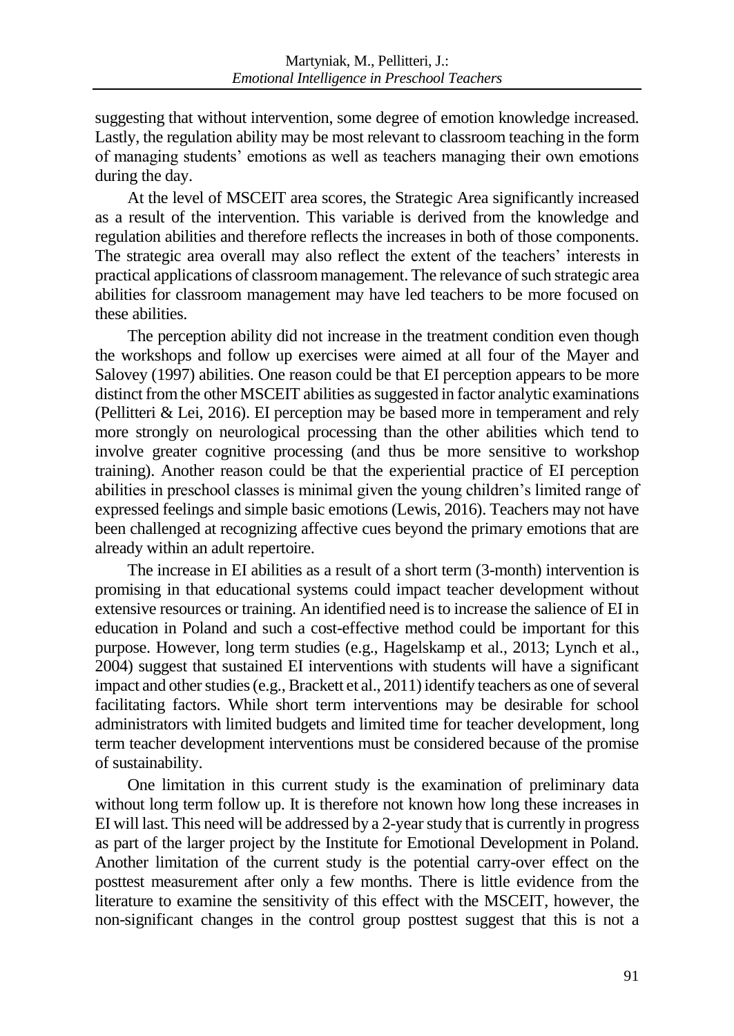suggesting that without intervention, some degree of emotion knowledge increased. Lastly, the regulation ability may be most relevant to classroom teaching in the form of managing students' emotions as well as teachers managing their own emotions during the day.

At the level of MSCEIT area scores, the Strategic Area significantly increased as a result of the intervention. This variable is derived from the knowledge and regulation abilities and therefore reflects the increases in both of those components. The strategic area overall may also reflect the extent of the teachers' interests in practical applications of classroom management. The relevance of such strategic area abilities for classroom management may have led teachers to be more focused on these abilities.

The perception ability did not increase in the treatment condition even though the workshops and follow up exercises were aimed at all four of the Mayer and Salovey (1997) abilities. One reason could be that EI perception appears to be more distinct from the other MSCEIT abilities as suggested in factor analytic examinations (Pellitteri & Lei, 2016). EI perception may be based more in temperament and rely more strongly on neurological processing than the other abilities which tend to involve greater cognitive processing (and thus be more sensitive to workshop training). Another reason could be that the experiential practice of EI perception abilities in preschool classes is minimal given the young children's limited range of expressed feelings and simple basic emotions (Lewis, 2016). Teachers may not have been challenged at recognizing affective cues beyond the primary emotions that are already within an adult repertoire.

The increase in EI abilities as a result of a short term (3-month) intervention is promising in that educational systems could impact teacher development without extensive resources or training. An identified need is to increase the salience of EI in education in Poland and such a cost-effective method could be important for this purpose. However, long term studies (e.g., Hagelskamp et al., 2013; Lynch et al., 2004) suggest that sustained EI interventions with students will have a significant impact and other studies (e.g., Brackett et al., 2011) identify teachers as one of several facilitating factors. While short term interventions may be desirable for school administrators with limited budgets and limited time for teacher development, long term teacher development interventions must be considered because of the promise of sustainability.

One limitation in this current study is the examination of preliminary data without long term follow up. It is therefore not known how long these increases in EI will last. This need will be addressed by a 2-year study that is currently in progress as part of the larger project by the Institute for Emotional Development in Poland. Another limitation of the current study is the potential carry-over effect on the posttest measurement after only a few months. There is little evidence from the literature to examine the sensitivity of this effect with the MSCEIT, however, the non-significant changes in the control group posttest suggest that this is not a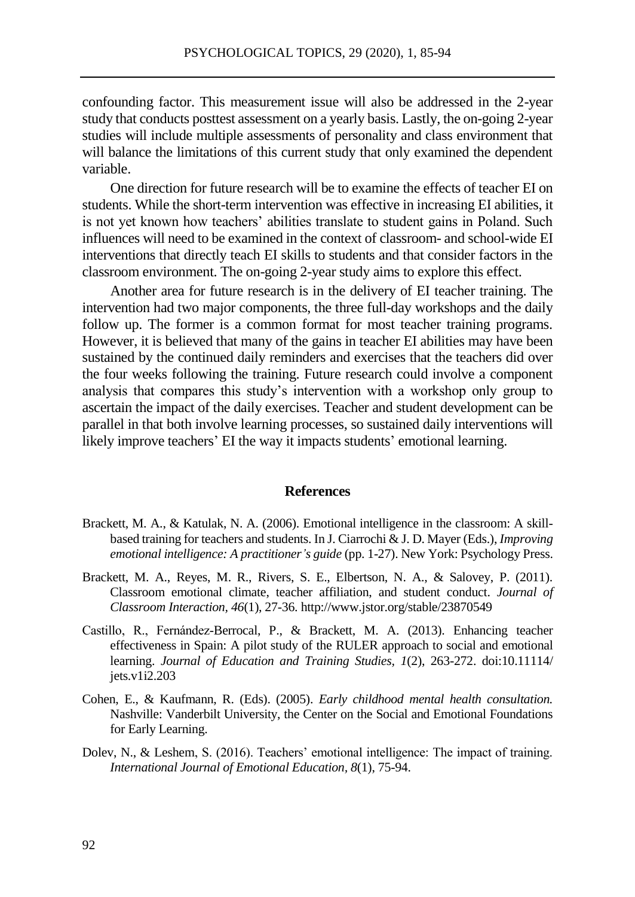confounding factor. This measurement issue will also be addressed in the 2-year study that conducts posttest assessment on a yearly basis. Lastly, the on-going 2-year studies will include multiple assessments of personality and class environment that will balance the limitations of this current study that only examined the dependent variable.

One direction for future research will be to examine the effects of teacher EI on students. While the short-term intervention was effective in increasing EI abilities, it is not yet known how teachers' abilities translate to student gains in Poland. Such influences will need to be examined in the context of classroom- and school-wide EI interventions that directly teach EI skills to students and that consider factors in the classroom environment. The on-going 2-year study aims to explore this effect.

Another area for future research is in the delivery of EI teacher training. The intervention had two major components, the three full-day workshops and the daily follow up. The former is a common format for most teacher training programs. However, it is believed that many of the gains in teacher EI abilities may have been sustained by the continued daily reminders and exercises that the teachers did over the four weeks following the training. Future research could involve a component analysis that compares this study's intervention with a workshop only group to ascertain the impact of the daily exercises. Teacher and student development can be parallel in that both involve learning processes, so sustained daily interventions will likely improve teachers' EI the way it impacts students' emotional learning.

## References

Brackett, M. A., & Katulak, N. A. (2006). Emotional intelligence in the classroom: A skill-based training for teachers and students. In J. Ciarrochi & J. D. Mayer (Eds.), *Improving emotional intelligence: A practitioner's guide* (pp. 1-27). New York: Psychology Press.

Brackett, M. A., Reyes, M. R., Rivers, S. E., Elbertson, N. A., & Salovey, P. (2011). Classroom emotional climate, teacher affiliation, and student conduct. *Journal of Classroom Interaction, 46*(1), 27-36. http://www.jstor.org/stable/23870549

Castillo, R., Fernández-Berrocal, P., & Brackett, M. A. (2013). Enhancing teacher effectiveness in Spain: A pilot study of the RULER approach to social and emotional learning. *Journal of Education and Training Studies, 1*(2), 263-272. doi:10.11114/jets.v1i2.203

Cohen, E., & Kaufmann, R. (Eds). (2005). *Early childhood mental health consultation.* Nashville: Vanderbilt University, the Center on the Social and Emotional Foundations for Early Learning.

Dolev, N., & Leshem, S. (2016). Teachers' emotional intelligence: The impact of training. *International Journal of Emotional Education, 8*(1), 75-94.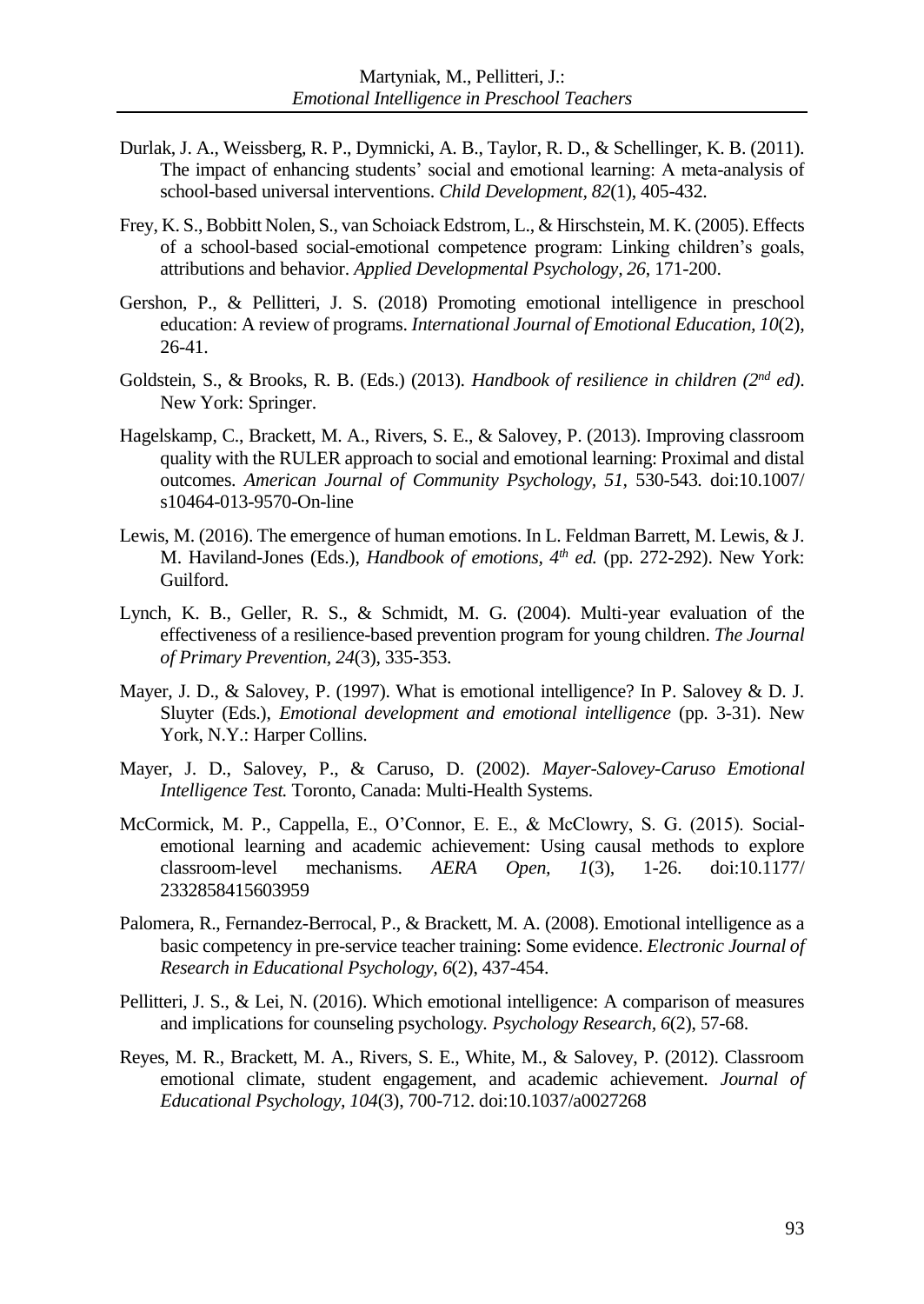Durlak, J. A., Weissberg, R. P., Dymnicki, A. B., Taylor, R. D., & Schellinger, K. B. (2011). The impact of enhancing students' social and emotional learning: A meta-analysis of school-based universal interventions. *Child Development, 82*(1), 405-432.

Frey, K. S., Bobbitt Nolen, S., van Schoiack Edstrom, L., & Hirschstein, M. K. (2005). Effects of a school-based social-emotional competence program: Linking children's goals, attributions and behavior. *Applied Developmental Psychology, 26*, 171-200.

Gershon, P., & Pellitteri, J. S. (2018) Promoting emotional intelligence in preschool education: A review of programs. *International Journal of Emotional Education, 10*(2), 26-41.

Goldstein, S., & Brooks, R. B. (Eds.) (2013). *Handbook of resilience in children (2nd ed)*. New York: Springer.

Hagelskamp, C., Brackett, M. A., Rivers, S. E., & Salovey, P. (2013). Improving classroom quality with the RULER approach to social and emotional learning: Proximal and distal outcomes. *American Journal of Community Psychology, 51*, 530-543. doi:10.1007/s10464-013-9570-On-line

Lewis, M. (2016). The emergence of human emotions. In L. Feldman Barrett, M. Lewis, & J. M. Haviland-Jones (Eds.), *Handbook of emotions, 4th ed.* (pp. 272-292). New York: Guilford.

Lynch, K. B., Geller, R. S., & Schmidt, M. G. (2004). Multi-year evaluation of the effectiveness of a resilience-based prevention program for young children. *The Journal of Primary Prevention, 24*(3), 335-353.

Mayer, J. D., & Salovey, P. (1997). What is emotional intelligence? In P. Salovey & D. J. Sluyter (Eds.), *Emotional development and emotional intelligence* (pp. 3-31). New York, N.Y.: Harper Collins.

Mayer, J. D., Salovey, P., & Caruso, D. (2002). *Mayer-Salovey-Caruso Emotional Intelligence Test.* Toronto, Canada: Multi-Health Systems.

McCormick, M. P., Cappella, E., O'Connor, E. E., & McClowry, S. G. (2015). Social-emotional learning and academic achievement: Using causal methods to explore classroom-level mechanisms. *AERA Open, 1*(3), 1-26. doi:10.1177/2332858415603959

Palomera, R., Fernandez-Berrocal, P., & Brackett, M. A. (2008). Emotional intelligence as a basic competency in pre-service teacher training: Some evidence. *Electronic Journal of Research in Educational Psychology, 6*(2), 437-454.

Pellitteri, J. S., & Lei, N. (2016). Which emotional intelligence: A comparison of measures and implications for counseling psychology. *Psychology Research, 6*(2), 57-68.

Reyes, M. R., Brackett, M. A., Rivers, S. E., White, M., & Salovey, P. (2012). Classroom emotional climate, student engagement, and academic achievement. *Journal of Educational Psychology, 104*(3), 700-712. doi:10.1037/a0027268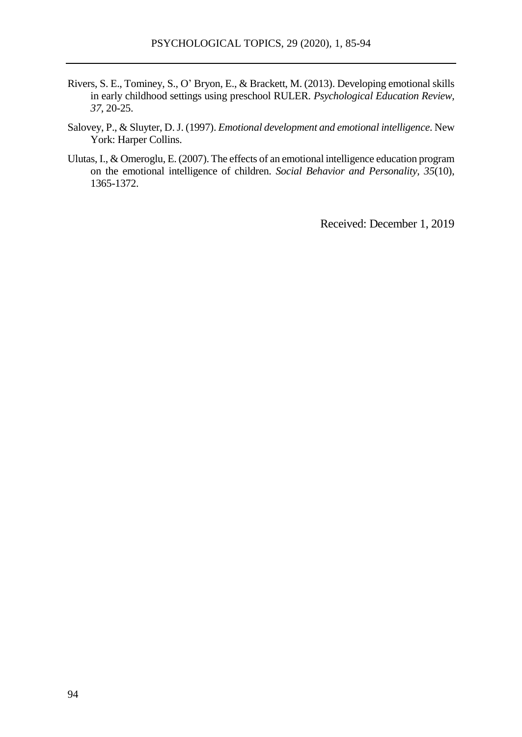Rivers, S. E., Tominey, S., O' Bryon, E., & Brackett, M. (2013). Developing emotional skills in early childhood settings using preschool RULER. *Psychological Education Review, 37*, 20-25.

Salovey, P., & Sluyter, D. J. (1997). *Emotional development and emotional intelligence*. New York: Harper Collins.

Ulutas, I., & Omeroglu, E. (2007). The effects of an emotional intelligence education program on the emotional intelligence of children. *Social Behavior and Personality, 35*(10), 1365-1372.

Received: December 1, 2019